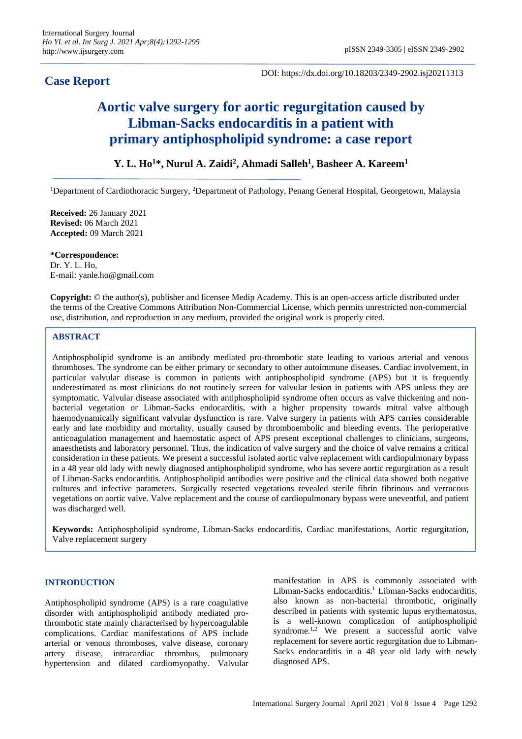**Case Report**

DOI: https://dx.doi.org/10.18203/2349-2902.isj20211313

# Aortic valve surgery for aortic regurgitation caused by Libman-Sacks endocarditis in a patient with primary antiphospholipid syndrome: a case report

**Y. L. Ho[1]*, Nurul A. Zaidi[2], Ahmadi Salleh[1], Basheer A. Kareem[1]**

[1]Department of Cardiothoracic Surgery, [2]Department of Pathology, Penang General Hospital, Georgetown, Malaysia

**Received:** 26 January 2021
**Revised:** 06 March 2021
**Accepted:** 09 March 2021

**\*Correspondence:**
Dr. Y. L. Ho,
E-mail: yanle.ho@gmail.com

**Copyright:** © the author(s), publisher and licensee Medip Academy. This is an open-access article distributed under the terms of the Creative Commons Attribution Non-Commercial License, which permits unrestricted non-commercial use, distribution, and reproduction in any medium, provided the original work is properly cited.

## ABSTRACT

Antiphospholipid syndrome is an antibody mediated pro-thrombotic state leading to various arterial and venous thromboses. The syndrome can be either primary or secondary to other autoimmune diseases. Cardiac involvement, in particular valvular disease is common in patients with antiphospholipid syndrome (APS) but it is frequently underestimated as most clinicians do not routinely screen for valvular lesion in patients with APS unless they are symptomatic. Valvular disease associated with antiphospholipid syndrome often occurs as valve thickening and non-bacterial vegetation or Libman-Sacks endocarditis, with a higher propensity towards mitral valve although haemodynamically significant valvular dysfunction is rare. Valve surgery in patients with APS carries considerable early and late morbidity and mortality, usually caused by thromboembolic and bleeding events. The perioperative anticoagulation management and haemostatic aspect of APS present exceptional challenges to clinicians, surgeons, anaesthetists and laboratory personnel. Thus, the indication of valve surgery and the choice of valve remains a critical consideration in these patients. We present a successful isolated aortic valve replacement with cardiopulmonary bypass in a 48 year old lady with newly diagnosed antiphospholipid syndrome, who has severe aortic regurgitation as a result of Libman-Sacks endocarditis. Antiphospholipid antibodies were positive and the clinical data showed both negative cultures and infective parameters. Surgically resected vegetations revealed sterile fibrin fibrinous and verrucous vegetations on aortic valve. Valve replacement and the course of cardiopulmonary bypass were uneventful, and patient was discharged well.

**Keywords:** Antiphospholipid syndrome, Libman-Sacks endocarditis, Cardiac manifestations, Aortic regurgitation, Valve replacement surgery

## INTRODUCTION

Antiphospholipid syndrome (APS) is a rare coagulative disorder with antiphospholipid antibody mediated pro-thrombotic state mainly characterised by hypercoagulable complications. Cardiac manifestations of APS include arterial or venous thromboses, valve disease, coronary artery disease, intracardiac thrombus, pulmonary hypertension and dilated cardiomyopathy. Valvular manifestation in APS is commonly associated with Libman-Sacks endocarditis.[1] Libman-Sacks endocarditis, also known as non-bacterial thrombotic, originally described in patients with systemic lupus erythematosus, is a well-known complication of antiphospholipid syndrome.[1,2] We present a successful aortic valve replacement for severe aortic regurgitation due to Libman-Sacks endocarditis in a 48 year old lady with newly diagnosed APS.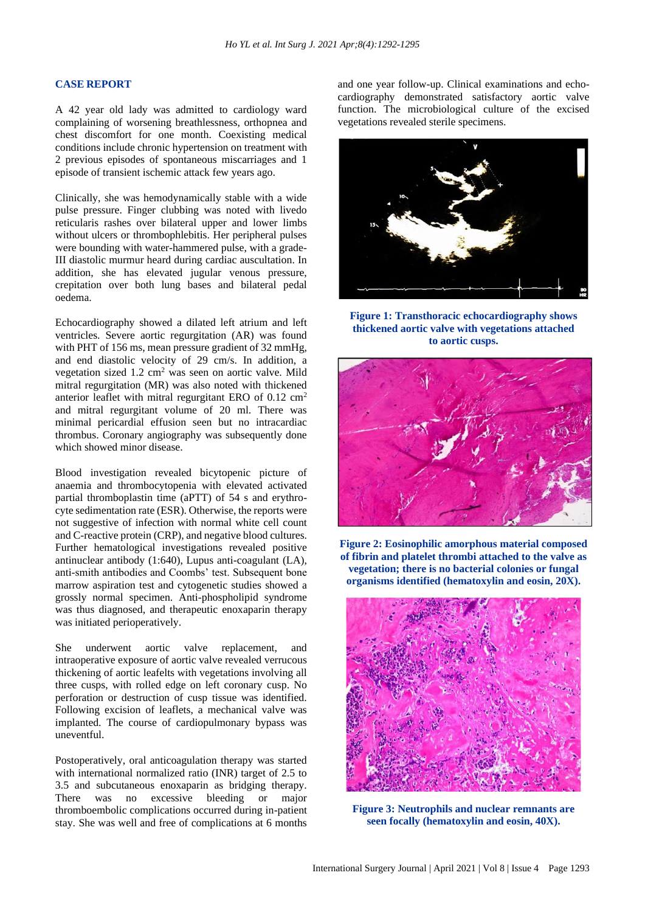## CASE REPORT

A 42 year old lady was admitted to cardiology ward complaining of worsening breathlessness, orthopnea and chest discomfort for one month. Coexisting medical conditions include chronic hypertension on treatment with 2 previous episodes of spontaneous miscarriages and 1 episode of transient ischemic attack few years ago.

Clinically, she was hemodynamically stable with a wide pulse pressure. Finger clubbing was noted with livedo reticularis rashes over bilateral upper and lower limbs without ulcers or thrombophlebitis. Her peripheral pulses were bounding with water-hammered pulse, with a grade-III diastolic murmur heard during cardiac auscultation. In addition, she has elevated jugular venous pressure, crepitation over both lung bases and bilateral pedal oedema.

Echocardiography showed a dilated left atrium and left ventricles. Severe aortic regurgitation (AR) was found with PHT of 156 ms, mean pressure gradient of 32 mmHg, and end diastolic velocity of 29 cm/s. In addition, a vegetation sized 1.2 $cm^2$ was seen on aortic valve. Mild mitral regurgitation (MR) was also noted with thickened anterior leaflet with mitral regurgitant ERO of 0.12 $cm^2$ and mitral regurgitant volume of 20 ml. There was minimal pericardial effusion seen but no intracardiac thrombus. Coronary angiography was subsequently done which showed minor disease.

Blood investigation revealed bicytopenic picture of anaemia and thrombocytopenia with elevated activated partial thromboplastin time (aPTT) of 54 s and erythrocyte sedimentation rate (ESR). Otherwise, the reports were not suggestive of infection with normal white cell count and C-reactive protein (CRP), and negative blood cultures. Further hematological investigations revealed positive antinuclear antibody (1:640), Lupus anti-coagulant (LA), anti-smith antibodies and Coombs' test. Subsequent bone marrow aspiration test and cytogenetic studies showed a grossly normal specimen. Anti-phospholipid syndrome was thus diagnosed, and therapeutic enoxaparin therapy was initiated perioperatively.

She underwent aortic valve replacement, and intraoperative exposure of aortic valve revealed verrucous thickening of aortic leafelts with vegetations involving all three cusps, with rolled edge on left coronary cusp. No perforation or destruction of cusp tissue was identified. Following excision of leaflets, a mechanical valve was implanted. The course of cardiopulmonary bypass was uneventful.

Postoperatively, oral anticoagulation therapy was started with international normalized ratio (INR) target of 2.5 to 3.5 and subcutaneous enoxaparin as bridging therapy. There was no excessive bleeding or major thromboembolic complications occurred during in-patient stay. She was well and free of complications at 6 months and one year follow-up. Clinical examinations and echocardiography demonstrated satisfactory aortic valve function. The microbiological culture of the excised vegetations revealed sterile specimens.

**Figure 1: Transthoracic echocardiography shows thickened aortic valve with vegetations attached to aortic cusps.**

**Figure 2: Eosinophilic amorphous material composed of fibrin and platelet thrombi attached to the valve as vegetation; there is no bacterial colonies or fungal organisms identified (hematoxylin and eosin, 20X).**

**Figure 3: Neutrophils and nuclear remnants are seen focally (hematoxylin and eosin, 40X).**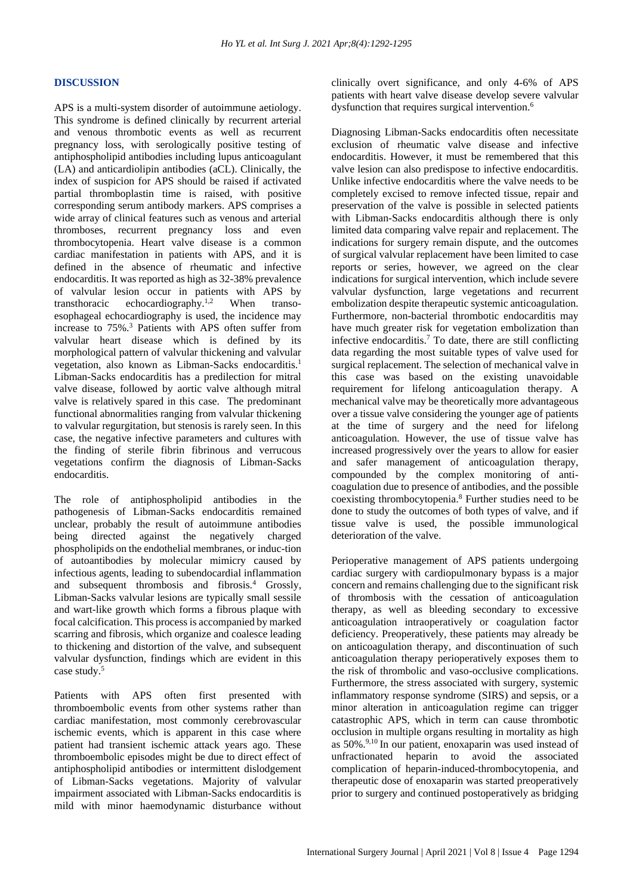## DISCUSSION

APS is a multi-system disorder of autoimmune aetiology. This syndrome is defined clinically by recurrent arterial and venous thrombotic events as well as recurrent pregnancy loss, with serologically positive testing of antiphospholipid antibodies including lupus anticoagulant (LA) and anticardiolipin antibodies (aCL). Clinically, the index of suspicion for APS should be raised if activated partial thromboplastin time is raised, with positive corresponding serum antibody markers. APS comprises a wide array of clinical features such as venous and arterial thromboses, recurrent pregnancy loss and even thrombocytopenia. Heart valve disease is a common cardiac manifestation in patients with APS, and it is defined in the absence of rheumatic and infective endocarditis. It was reported as high as 32-38% prevalence of valvular lesion occur in patients with APS by transthoracic echocardiography.[1,2] When transoesophageal echocardiography is used, the incidence may increase to 75%.[3] Patients with APS often suffer from valvular heart disease which is defined by its morphological pattern of valvular thickening and valvular vegetation, also known as Libman-Sacks endocarditis.[1] Libman-Sacks endocarditis has a predilection for mitral valve disease, followed by aortic valve although mitral valve is relatively spared in this case. The predominant functional abnormalities ranging from valvular thickening to valvular regurgitation, but stenosis is rarely seen. In this case, the negative infective parameters and cultures with the finding of sterile fibrin fibrinous and verrucous vegetations confirm the diagnosis of Libman-Sacks endocarditis.

The role of antiphospholipid antibodies in the pathogenesis of Libman-Sacks endocarditis remained unclear, probably the result of autoimmune antibodies being directed against the negatively charged phospholipids on the endothelial membranes, or induc-tion of autoantibodies by molecular mimicry caused by infectious agents, leading to subendocardial inflammation and subsequent thrombosis and fibrosis.[4] Grossly, Libman-Sacks valvular lesions are typically small sessile and wart-like growth which forms a fibrous plaque with focal calcification. This process is accompanied by marked scarring and fibrosis, which organize and coalesce leading to thickening and distortion of the valve, and subsequent valvular dysfunction, findings which are evident in this case study.[5]

Patients with APS often first presented with thromboembolic events from other systems rather than cardiac manifestation, most commonly cerebrovascular ischemic events, which is apparent in this case where patient had transient ischemic attack years ago. These thromboembolic episodes might be due to direct effect of antiphospholipid antibodies or intermittent dislodgement of Libman-Sacks vegetations. Majority of valvular impairment associated with Libman-Sacks endocarditis is mild with minor haemodynamic disturbance without clinically overt significance, and only 4-6% of APS patients with heart valve disease develop severe valvular dysfunction that requires surgical intervention.[6]

Diagnosing Libman-Sacks endocarditis often necessitate exclusion of rheumatic valve disease and infective endocarditis. However, it must be remembered that this valve lesion can also predispose to infective endocarditis. Unlike infective endocarditis where the valve needs to be completely excised to remove infected tissue, repair and preservation of the valve is possible in selected patients with Libman-Sacks endocarditis although there is only limited data comparing valve repair and replacement. The indications for surgery remain dispute, and the outcomes of surgical valvular replacement have been limited to case reports or series, however, we agreed on the clear indications for surgical intervention, which include severe valvular dysfunction, large vegetations and recurrent embolization despite therapeutic systemic anticoagulation. Furthermore, non-bacterial thrombotic endocarditis may have much greater risk for vegetation embolization than infective endocarditis.[7] To date, there are still conflicting data regarding the most suitable types of valve used for surgical replacement. The selection of mechanical valve in this case was based on the existing unavoidable requirement for lifelong anticoagulation therapy. A mechanical valve may be theoretically more advantageous over a tissue valve considering the younger age of patients at the time of surgery and the need for lifelong anticoagulation. However, the use of tissue valve has increased progressively over the years to allow for easier and safer management of anticoagulation therapy, compounded by the complex monitoring of anti-coagulation due to presence of antibodies, and the possible coexisting thrombocytopenia.[8] Further studies need to be done to study the outcomes of both types of valve, and if tissue valve is used, the possible immunological deterioration of the valve.

Perioperative management of APS patients undergoing cardiac surgery with cardiopulmonary bypass is a major concern and remains challenging due to the significant risk of thrombosis with the cessation of anticoagulation therapy, as well as bleeding secondary to excessive anticoagulation intraoperatively or coagulation factor deficiency. Preoperatively, these patients may already be on anticoagulation therapy, and discontinuation of such anticoagulation therapy perioperatively exposes them to the risk of thrombolic and vaso-occlusive complications. Furthermore, the stress associated with surgery, systemic inflammatory response syndrome (SIRS) and sepsis, or a minor alteration in anticoagulation regime can trigger catastrophic APS, which in term can cause thrombotic occlusion in multiple organs resulting in mortality as high as 50%.[9,10] In our patient, enoxaparin was used instead of unfractionated heparin to avoid the associated complication of heparin-induced-thrombocytopenia, and therapeutic dose of enoxaparin was started preoperatively prior to surgery and continued postoperatively as bridging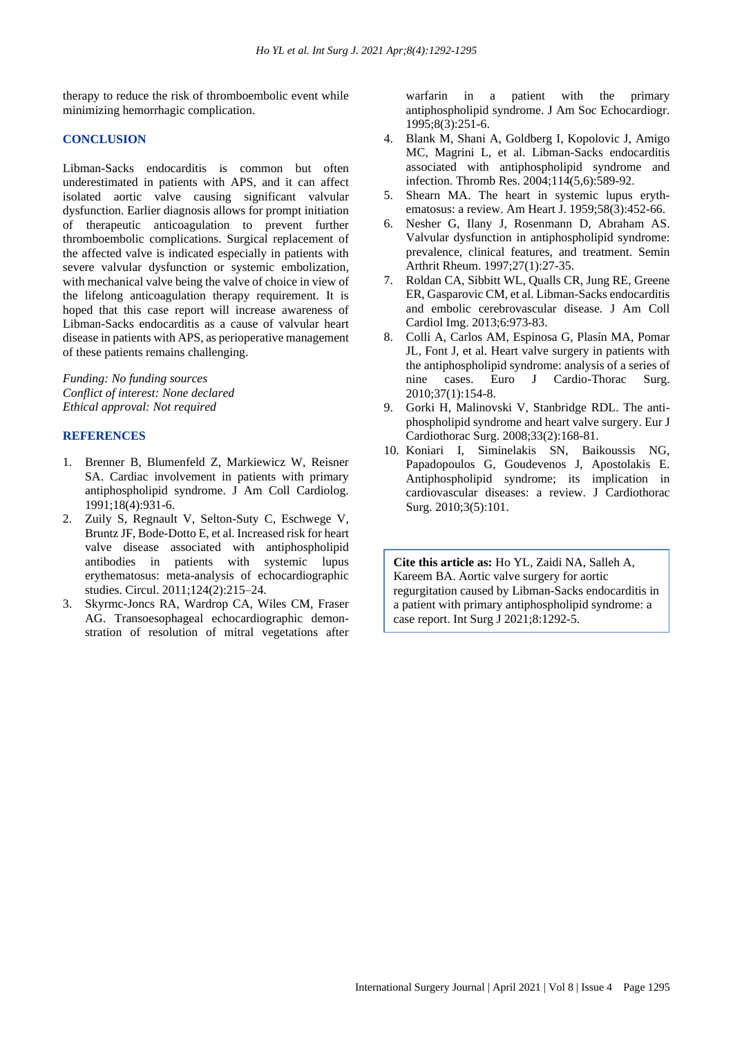therapy to reduce the risk of thromboembolic event while minimizing hemorrhagic complication.

## CONCLUSION

Libman-Sacks endocarditis is common but often underestimated in patients with APS, and it can affect isolated aortic valve causing significant valvular dysfunction. Earlier diagnosis allows for prompt initiation of therapeutic anticoagulation to prevent further thromboembolic complications. Surgical replacement of the affected valve is indicated especially in patients with severe valvular dysfunction or systemic embolization, with mechanical valve being the valve of choice in view of the lifelong anticoagulation therapy requirement. It is hoped that this case report will increase awareness of Libman-Sacks endocarditis as a cause of valvular heart disease in patients with APS, as perioperative management of these patients remains challenging.

*Funding: No funding sources*
*Conflict of interest: None declared*
*Ethical approval: Not required*

## REFERENCES

1. Brenner B, Blumenfeld Z, Markiewicz W, Reisner SA. Cardiac involvement in patients with primary antiphospholipid syndrome. J Am Coll Cardiolog. 1991;18(4):931-6.
2. Zuily S, Regnault V, Selton-Suty C, Eschwege V, Bruntz JF, Bode-Dotto E, et al. Increased risk for heart valve disease associated with antiphospholipid antibodies in patients with systemic lupus erythematosus: meta-analysis of echocardiographic studies. Circul. 2011;124(2):215–24.
3. Skyrmc-Joncs RA, Wardrop CA, Wiles CM, Fraser AG. Transoesophageal echocardiographic demonstration of resolution of mitral vegetations after warfarin in a patient with the primary antiphospholipid syndrome. J Am Soc Echocardiogr. 1995;8(3):251-6.
4. Blank M, Shani A, Goldberg I, Kopolovic J, Amigo MC, Magrini L, et al. Libman-Sacks endocarditis associated with antiphospholipid syndrome and infection. Thromb Res. 2004;114(5,6):589-92.
5. Shearn MA. The heart in systemic lupus erythematosus: a review. Am Heart J. 1959;58(3):452-66.
6. Nesher G, Ilany J, Rosenmann D, Abraham AS. Valvular dysfunction in antiphospholipid syndrome: prevalence, clinical features, and treatment. Semin Arthrit Rheum. 1997;27(1):27-35.
7. Roldan CA, Sibbitt WL, Qualls CR, Jung RE, Greene ER, Gasparovic CM, et al. Libman-Sacks endocarditis and embolic cerebrovascular disease. J Am Coll Cardiol Img. 2013;6:973-83.
8. Colli A, Carlos AM, Espinosa G, Plasín MA, Pomar JL, Font J, et al. Heart valve surgery in patients with the antiphospholipid syndrome: analysis of a series of nine cases. Euro J Cardio-Thorac Surg. 2010;37(1):154-8.
9. Gorki H, Malinovski V, Stanbridge RDL. The antiphospholipid syndrome and heart valve surgery. Eur J Cardiothorac Surg. 2008;33(2):168-81.
10. Koniari I, Siminelakis SN, Baikoussis NG, Papadopoulos G, Goudevenos J, Apostolakis E. Antiphospholipid syndrome; its implication in cardiovascular diseases: a review. J Cardiothorac Surg. 2010;3(5):101.

**Cite this article as:** Ho YL, Zaidi NA, Salleh A, Kareem BA. Aortic valve surgery for aortic regurgitation caused by Libman-Sacks endocarditis in a patient with primary antiphospholipid syndrome: a case report. Int Surg J 2021;8:1292-5.